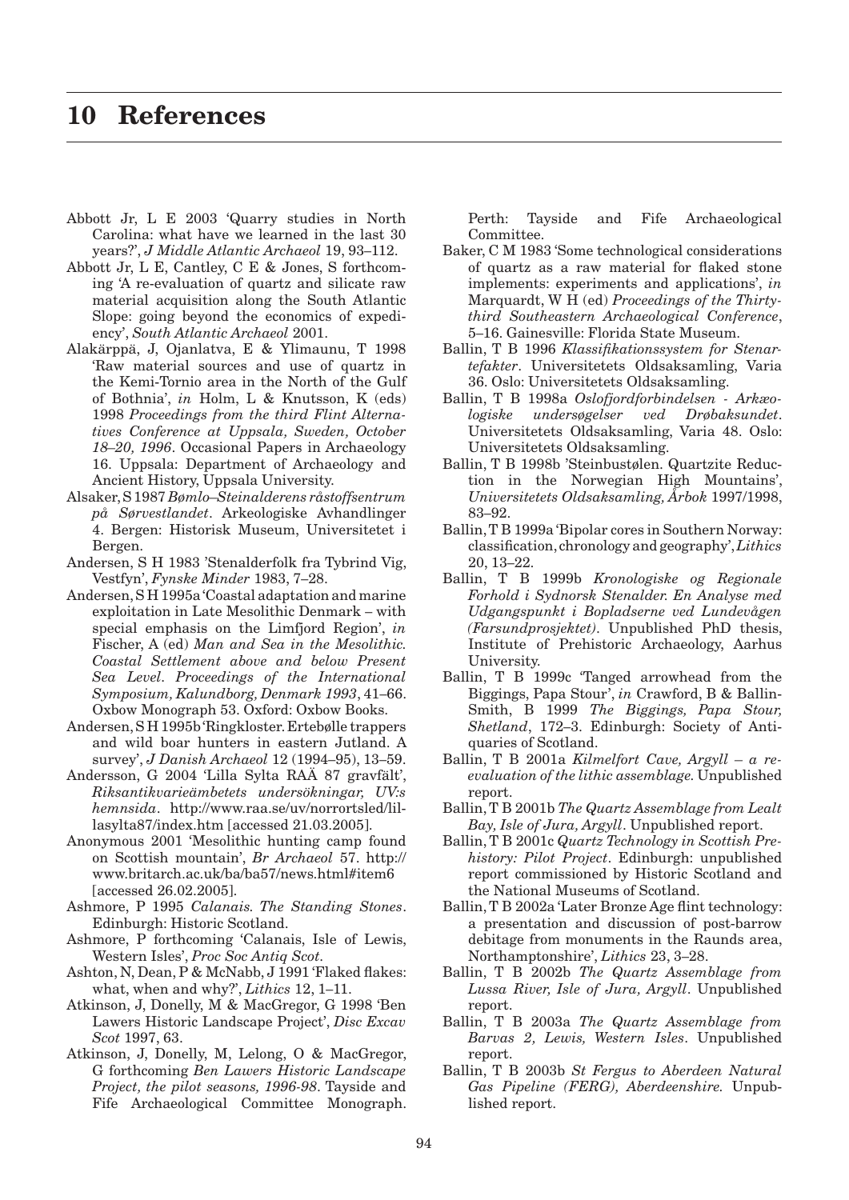# 10 References

Abbott Jr, L E 2003 'Quarry studies in North Carolina: what have we learned in the last 30 years?', *J Middle Atlantic Archaeol* 19, 93–112.

Abbott Jr, L E, Cantley, C E & Jones, S forthcoming 'A re-evaluation of quartz and silicate raw material acquisition along the South Atlantic Slope: going beyond the economics of expediency', *South Atlantic Archaeol* 2001.

Alakärppä, J, Ojanlatva, E & Ylimaunu, T 1998 'Raw material sources and use of quartz in the Kemi-Tornio area in the North of the Gulf of Bothnia', *in* Holm, L & Knutsson, K (eds) 1998 *Proceedings from the third Flint Alternatives Conference at Uppsala, Sweden, October 18–20, 1996*. Occasional Papers in Archaeology 16. Uppsala: Department of Archaeology and Ancient History, Uppsala University.

Alsaker, S 1987 *Bømlo–Steinalderens råstoffsentrum på Sørvestlandet*. Arkeologiske Avhandlinger 4. Bergen: Historisk Museum, Universitetet i Bergen.

Andersen, S H 1983 'Stenalderfolk fra Tybrind Vig, Vestfyn', *Fynske Minder* 1983, 7–28.

Andersen, S H 1995a 'Coastal adaptation and marine exploitation in Late Mesolithic Denmark – with special emphasis on the Limfjord Region', *in* Fischer, A (ed) *Man and Sea in the Mesolithic. Coastal Settlement above and below Present Sea Level. Proceedings of the International Symposium, Kalundborg, Denmark 1993*, 41–66. Oxbow Monograph 53. Oxford: Oxbow Books.

Andersen, S H 1995b 'Ringkloster. Ertebølle trappers and wild boar hunters in eastern Jutland. A survey', *J Danish Archaeol* 12 (1994–95), 13–59.

Andersson, G 2004 'Lilla Sylta RAÄ 87 gravfält', *Riksantikvarieämbetets undersökningar, UV:s hemnsida*. http://www.raa.se/uv/norrortsled/lillasylta87/index.htm [accessed 21.03.2005].

Anonymous 2001 'Mesolithic hunting camp found on Scottish mountain', *Br Archaeol* 57. http://www.britarch.ac.uk/ba/ba57/news.html#item6 [accessed 26.02.2005].

Ashmore, P 1995 *Calanais. The Standing Stones*. Edinburgh: Historic Scotland.

Ashmore, P forthcoming 'Calanais, Isle of Lewis, Western Isles', *Proc Soc Antiq Scot*.

Ashton, N, Dean, P & McNabb, J 1991 'Flaked flakes: what, when and why?', *Lithics* 12, 1–11.

Atkinson, J, Donelly, M & MacGregor, G 1998 'Ben Lawers Historic Landscape Project', *Disc Excav Scot* 1997, 63.

Atkinson, J, Donelly, M, Lelong, O & MacGregor, G forthcoming *Ben Lawers Historic Landscape Project, the pilot seasons, 1996-98*. Tayside and Fife Archaeological Committee Monograph. Perth: Tayside and Fife Archaeological Committee.

Baker, C M 1983 'Some technological considerations of quartz as a raw material for flaked stone implements: experiments and applications', *in* Marquardt, W H (ed) *Proceedings of the Thirty-third Southeastern Archaeological Conference*, 5–16. Gainesville: Florida State Museum.

Ballin, T B 1996 *Klassifikationssystem for Stenartefakter*. Universitetets Oldsaksamling, Varia 36. Oslo: Universitetets Oldsaksamling.

Ballin, T B 1998a *Oslofjordforbindelsen - Arkæologiske undersøgelser ved Drøbaksundet*. Universitetets Oldsaksamling, Varia 48. Oslo: Universitetets Oldsaksamling.

Ballin, T B 1998b 'Steinbustølen. Quartzite Reduction in the Norwegian High Mountains', *Universitetets Oldsaksamling, Årbok* 1997/1998, 83–92.

Ballin, T B 1999a 'Bipolar cores in Southern Norway: classification, chronology and geography', *Lithics* 20, 13–22.

Ballin, T B 1999b *Kronologiske og Regionale Forhold i Sydnorsk Stenalder. En Analyse med Udgangspunkt i Bopladserne ved Lundevågen (Farsundprosjektet)*. Unpublished PhD thesis, Institute of Prehistoric Archaeology, Aarhus University.

Ballin, T B 1999c 'Tanged arrowhead from the Biggings, Papa Stour', *in* Crawford, B & Ballin-Smith, B 1999 *The Biggings, Papa Stour, Shetland*, 172–3. Edinburgh: Society of Antiquaries of Scotland.

Ballin, T B 2001a *Kilmelfort Cave, Argyll – a re-evaluation of the lithic assemblage.* Unpublished report.

Ballin, T B 2001b *The Quartz Assemblage from Lealt Bay, Isle of Jura, Argyll*. Unpublished report.

Ballin, T B 2001c *Quartz Technology in Scottish Prehistory: Pilot Project*. Edinburgh: unpublished report commissioned by Historic Scotland and the National Museums of Scotland.

Ballin, T B 2002a 'Later Bronze Age flint technology: a presentation and discussion of post-barrow debitage from monuments in the Raunds area, Northamptonshire', *Lithics* 23, 3–28.

Ballin, T B 2002b *The Quartz Assemblage from Lussa River, Isle of Jura, Argyll*. Unpublished report.

Ballin, T B 2003a *The Quartz Assemblage from Barvas 2, Lewis, Western Isles*. Unpublished report.

Ballin, T B 2003b *St Fergus to Aberdeen Natural Gas Pipeline (FERG), Aberdeenshire.* Unpublished report.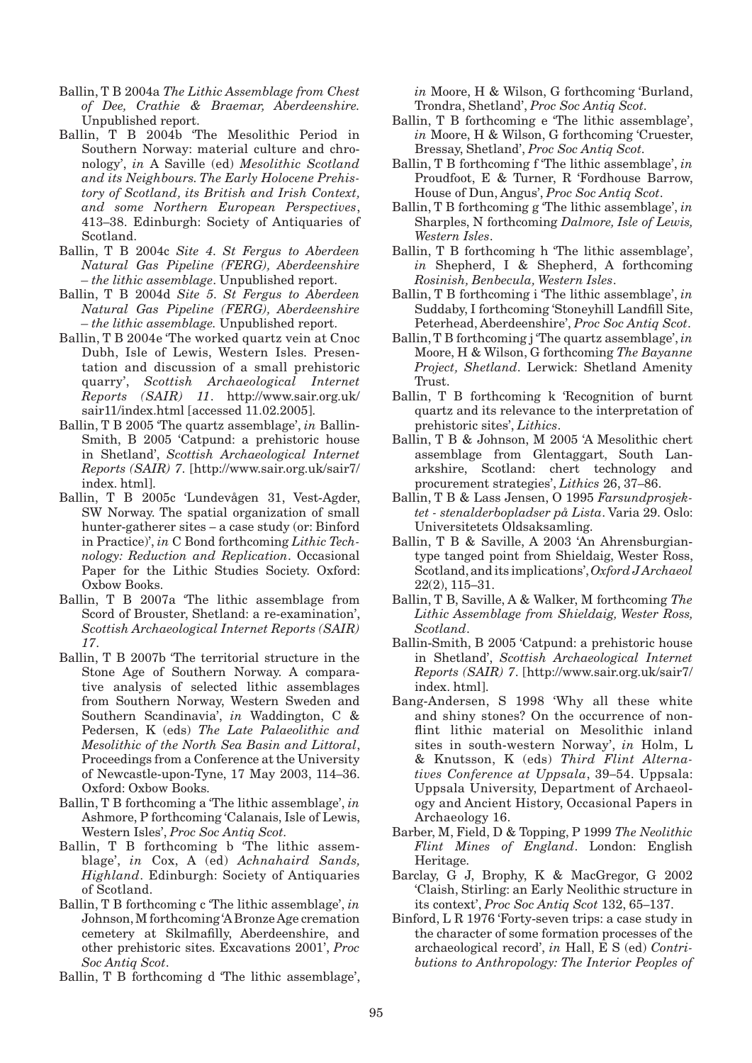Ballin, T B 2004a *The Lithic Assemblage from Chest of Dee, Crathie & Braemar, Aberdeenshire.* Unpublished report.

Ballin, T B 2004b 'The Mesolithic Period in Southern Norway: material culture and chronology', *in* A Saville (ed) *Mesolithic Scotland and its Neighbours. The Early Holocene Prehistory of Scotland, its British and Irish Context, and some Northern European Perspectives*, 413–38. Edinburgh: Society of Antiquaries of Scotland.

Ballin, T B 2004c *Site 4. St Fergus to Aberdeen Natural Gas Pipeline (FERG), Aberdeenshire – the lithic assemblage*. Unpublished report.

Ballin, T B 2004d *Site 5. St Fergus to Aberdeen Natural Gas Pipeline (FERG), Aberdeenshire – the lithic assemblage.* Unpublished report.

Ballin, T B 2004e 'The worked quartz vein at Cnoc Dubh, Isle of Lewis, Western Isles. Presentation and discussion of a small prehistoric quarry', *Scottish Archaeological Internet Reports (SAIR) 11*. http://www.sair.org.uk/sair11/index.html [accessed 11.02.2005].

Ballin, T B 2005 'The quartz assemblage', *in* Ballin-Smith, B 2005 'Catpund: a prehistoric house in Shetland', *Scottish Archaeological Internet Reports (SAIR) 7*. [http://www.sair.org.uk/sair7/index. html].

Ballin, T B 2005c 'Lundevågen 31, Vest-Agder, SW Norway. The spatial organization of small hunter-gatherer sites – a case study (or: Binford in Practice)', *in* C Bond forthcoming *Lithic Technology: Reduction and Replication*. Occasional Paper for the Lithic Studies Society. Oxford: Oxbow Books.

Ballin, T B 2007a 'The lithic assemblage from Scord of Brouster, Shetland: a re-examination', *Scottish Archaeological Internet Reports (SAIR) 17*.

Ballin, T B 2007b 'The territorial structure in the Stone Age of Southern Norway. A comparative analysis of selected lithic assemblages from Southern Norway, Western Sweden and Southern Scandinavia', *in* Waddington, C & Pedersen, K (eds) *The Late Palaeolithic and Mesolithic of the North Sea Basin and Littoral*, Proceedings from a Conference at the University of Newcastle-upon-Tyne, 17 May 2003, 114–36. Oxford: Oxbow Books.

Ballin, T B forthcoming a 'The lithic assemblage', *in* Ashmore, P forthcoming 'Calanais, Isle of Lewis, Western Isles', *Proc Soc Antiq Scot*.

Ballin, T B forthcoming b 'The lithic assemblage', *in* Cox, A (ed) *Achnahaird Sands, Highland*. Edinburgh: Society of Antiquaries of Scotland.

Ballin, T B forthcoming c 'The lithic assemblage', *in* Johnson, M forthcoming 'A Bronze Age cremation cemetery at Skilmafilly, Aberdeenshire, and other prehistoric sites. Excavations 2001', *Proc Soc Antiq Scot*.

Ballin, T B forthcoming d 'The lithic assemblage', *in* Moore, H & Wilson, G forthcoming 'Burland, Trondra, Shetland', *Proc Soc Antiq Scot*.

Ballin, T B forthcoming e 'The lithic assemblage', *in* Moore, H & Wilson, G forthcoming 'Cruester, Bressay, Shetland', *Proc Soc Antiq Scot*.

Ballin, T B forthcoming f 'The lithic assemblage', *in* Proudfoot, E & Turner, R 'Fordhouse Barrow, House of Dun, Angus', *Proc Soc Antiq Scot*.

Ballin, T B forthcoming g 'The lithic assemblage', *in* Sharples, N forthcoming *Dalmore, Isle of Lewis, Western Isles*.

Ballin, T B forthcoming h 'The lithic assemblage', *in* Shepherd, I & Shepherd, A forthcoming *Rosinish, Benbecula, Western Isles*.

Ballin, T B forthcoming i 'The lithic assemblage', *in* Suddaby, I forthcoming 'Stoneyhill Landfill Site, Peterhead, Aberdeenshire', *Proc Soc Antiq Scot*.

Ballin, T B forthcoming j 'The quartz assemblage', *in* Moore, H & Wilson, G forthcoming *The Bayanne Project, Shetland*. Lerwick: Shetland Amenity Trust.

Ballin, T B forthcoming k 'Recognition of burnt quartz and its relevance to the interpretation of prehistoric sites', *Lithics*.

Ballin, T B & Johnson, M 2005 'A Mesolithic chert assemblage from Glentaggart, South Lanarkshire, Scotland: chert technology and procurement strategies', *Lithics* 26, 37–86.

Ballin, T B & Lass Jensen, O 1995 *Farsundprosjektet - stenalderbopladser på Lista*. Varia 29. Oslo: Universitetets Oldsaksamling.

Ballin, T B & Saville, A 2003 'An Ahrensburgian-type tanged point from Shieldaig, Wester Ross, Scotland, and its implications', *Oxford J Archaeol* 22(2), 115–31.

Ballin, T B, Saville, A & Walker, M forthcoming *The Lithic Assemblage from Shieldaig, Wester Ross, Scotland*.

Ballin-Smith, B 2005 'Catpund: a prehistoric house in Shetland', *Scottish Archaeological Internet Reports (SAIR) 7*. [http://www.sair.org.uk/sair7/index. html].

Bang-Andersen, S 1998 'Why all these white and shiny stones? On the occurrence of non-flint lithic material on Mesolithic inland sites in south-western Norway', *in* Holm, L & Knutsson, K (eds) *Third Flint Alternatives Conference at Uppsala*, 39–54. Uppsala: Uppsala University, Department of Archaeology and Ancient History, Occasional Papers in Archaeology 16.

Barber, M, Field, D & Topping, P 1999 *The Neolithic Flint Mines of England*. London: English Heritage.

Barclay, G J, Brophy, K & MacGregor, G 2002 'Claish, Stirling: an Early Neolithic structure in its context', *Proc Soc Antiq Scot* 132, 65–137.

Binford, L R 1976 'Forty-seven trips: a case study in the character of some formation processes of the archaeological record', *in* Hall, E S (ed) *Contributions to Anthropology: The Interior Peoples of*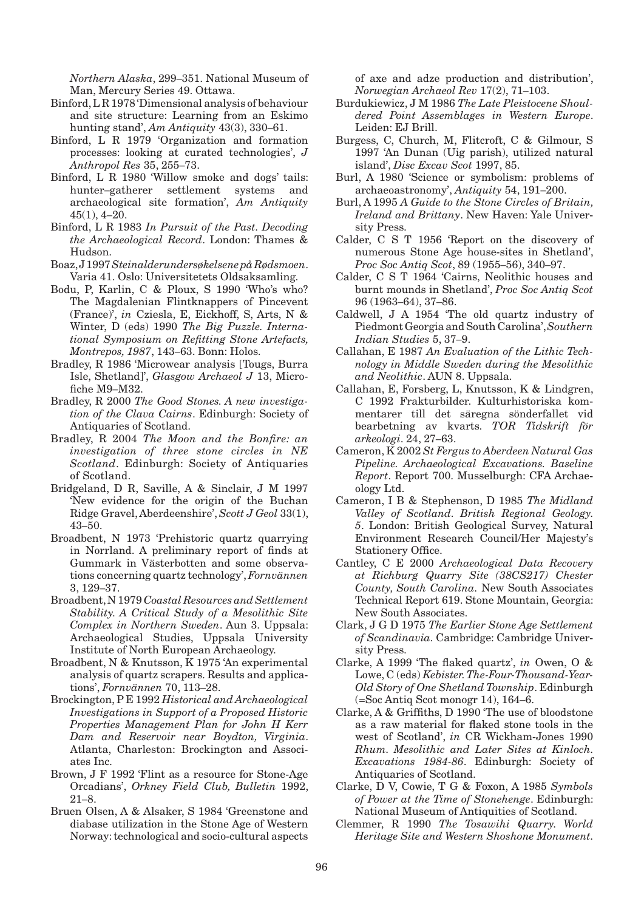*Northern Alaska*, 299–351. National Museum of Man, Mercury Series 49. Ottawa.

Binford, L R 1978 'Dimensional analysis of behaviour and site structure: Learning from an Eskimo hunting stand', *Am Antiquity* 43(3), 330–61.

Binford, L R 1979 'Organization and formation processes: looking at curated technologies', *J Anthropol Res* 35, 255–73.

Binford, L R 1980 'Willow smoke and dogs' tails: hunter–gatherer settlement systems and archaeological site formation', *Am Antiquity* 45(1), 4–20.

Binford, L R 1983 *In Pursuit of the Past. Decoding the Archaeological Record*. London: Thames & Hudson.

Boaz, J 1997 *Steinalderundersøkelsene på Rødsmoen*. Varia 41. Oslo: Universitetets Oldsaksamling.

Bodu, P, Karlin, C & Ploux, S 1990 'Who's who? The Magdalenian Flintknappers of Pincevent (France)', *in* Cziesla, E, Eickhoff, S, Arts, N & Winter, D (eds) 1990 *The Big Puzzle. International Symposium on Refitting Stone Artefacts, Montrepos, 1987*, 143–63. Bonn: Holos.

Bradley, R 1986 'Microwear analysis [Tougs, Burra Isle, Shetland]', *Glasgow Archaeol J* 13, Microfiche M9–M32.

Bradley, R 2000 *The Good Stones. A new investigation of the Clava Cairns*. Edinburgh: Society of Antiquaries of Scotland.

Bradley, R 2004 *The Moon and the Bonfire: an investigation of three stone circles in NE Scotland*. Edinburgh: Society of Antiquaries of Scotland.

Bridgeland, D R, Saville, A & Sinclair, J M 1997 'New evidence for the origin of the Buchan Ridge Gravel, Aberdeenshire', *Scott J Geol* 33(1), 43–50.

Broadbent, N 1973 'Prehistoric quartz quarrying in Norrland. A preliminary report of finds at Gummark in Västerbotten and some observations concerning quartz technology', *Fornvännen* 3, 129–37.

Broadbent, N 1979 *Coastal Resources and Settlement Stability. A Critical Study of a Mesolithic Site Complex in Northern Sweden*. Aun 3. Uppsala: Archaeological Studies, Uppsala University Institute of North European Archaeology.

Broadbent, N & Knutsson, K 1975 'An experimental analysis of quartz scrapers. Results and applications', *Fornvännen* 70, 113–28.

Brockington, P E 1992 *Historical and Archaeological Investigations in Support of a Proposed Historic Properties Management Plan for John H Kerr Dam and Reservoir near Boydton, Virginia*. Atlanta, Charleston: Brockington and Associates Inc.

Brown, J F 1992 'Flint as a resource for Stone-Age Orcadians', *Orkney Field Club, Bulletin* 1992, 21–8.

Bruen Olsen, A & Alsaker, S 1984 'Greenstone and diabase utilization in the Stone Age of Western Norway: technological and socio-cultural aspects of axe and adze production and distribution', *Norwegian Archaeol Rev* 17(2), 71–103.

Burdukiewicz, J M 1986 *The Late Pleistocene Shouldered Point Assemblages in Western Europe*. Leiden: EJ Brill.

Burgess, C, Church, M, Flitcroft, C & Gilmour, S 1997 'An Dunan (Uig parish), utilized natural island', *Disc Excav Scot* 1997, 85.

Burl, A 1980 'Science or symbolism: problems of archaeoastronomy', *Antiquity* 54, 191–200.

Burl, A 1995 *A Guide to the Stone Circles of Britain, Ireland and Brittany*. New Haven: Yale University Press.

Calder, C S T 1956 'Report on the discovery of numerous Stone Age house-sites in Shetland', *Proc Soc Antiq Scot*, 89 (1955–56), 340–97.

Calder, C S T 1964 'Cairns, Neolithic houses and burnt mounds in Shetland', *Proc Soc Antiq Scot* 96 (1963–64), 37–86.

Caldwell, J A 1954 'The old quartz industry of Piedmont Georgia and South Carolina', *Southern Indian Studies* 5, 37–9.

Callahan, E 1987 *An Evaluation of the Lithic Technology in Middle Sweden during the Mesolithic and Neolithic*. AUN 8. Uppsala.

Callahan, E, Forsberg, L, Knutsson, K & Lindgren, C 1992 Frakturbilder. Kulturhistoriska kommentarer till det säregna sönderfallet vid bearbetning av kvarts. *TOR Tidskrift för arkeologi*. 24, 27–63.

Cameron, K 2002 *St Fergus to Aberdeen Natural Gas Pipeline. Archaeological Excavations. Baseline Report*. Report 700. Musselburgh: CFA Archaeology Ltd.

Cameron, I B & Stephenson, D 1985 *The Midland Valley of Scotland. British Regional Geology. 5*. London: British Geological Survey, Natural Environment Research Council/Her Majesty's Stationery Office.

Cantley, C E 2000 *Archaeological Data Recovery at Richburg Quarry Site (38CS217) Chester County, South Carolina*. New South Associates Technical Report 619. Stone Mountain, Georgia: New South Associates.

Clark, J G D 1975 *The Earlier Stone Age Settlement of Scandinavia*. Cambridge: Cambridge University Press.

Clarke, A 1999 'The flaked quartz', *in* Owen, O & Lowe, C (eds) *Kebister. The-Four-Thousand-Year-Old Story of One Shetland Township*. Edinburgh (=Soc Antiq Scot monogr 14), 164–6.

Clarke, A & Griffiths, D 1990 'The use of bloodstone as a raw material for flaked stone tools in the west of Scotland', *in* CR Wickham-Jones 1990 *Rhum. Mesolithic and Later Sites at Kinloch. Excavations 1984-86*. Edinburgh: Society of Antiquaries of Scotland.

Clarke, D V, Cowie, T G & Foxon, A 1985 *Symbols of Power at the Time of Stonehenge*. Edinburgh: National Museum of Antiquities of Scotland.

Clemmer, R 1990 *The Tosawihi Quarry. World Heritage Site and Western Shoshone Monument*.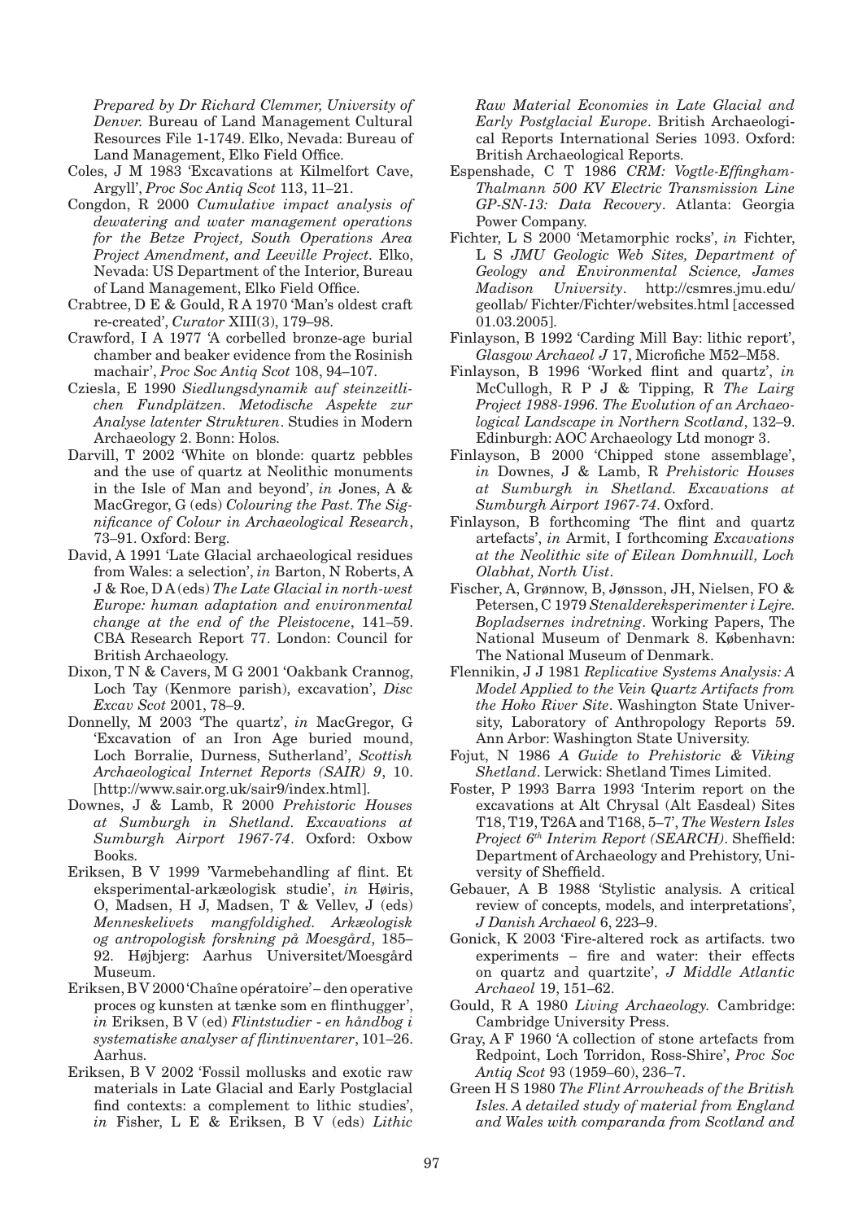*Prepared by Dr Richard Clemmer, University of Denver.* Bureau of Land Management Cultural Resources File 1-1749. Elko, Nevada: Bureau of Land Management, Elko Field Office.

Coles, J M 1983 'Excavations at Kilmelfort Cave, Argyll', *Proc Soc Antiq Scot* 113, 11–21.

Congdon, R 2000 *Cumulative impact analysis of dewatering and water management operations for the Betze Project, South Operations Area Project Amendment, and Leeville Project.* Elko, Nevada: US Department of the Interior, Bureau of Land Management, Elko Field Office.

Crabtree, D E & Gould, R A 1970 'Man's oldest craft re-created', *Curator* XIII(3), 179–98.

Crawford, I A 1977 'A corbelled bronze-age burial chamber and beaker evidence from the Rosinish machair', *Proc Soc Antiq Scot* 108, 94–107.

Cziesla, E 1990 *Siedlungsdynamik auf steinzeitlichen Fundplätzen. Metodische Aspekte zur Analyse latenter Strukturen*. Studies in Modern Archaeology 2. Bonn: Holos.

Darvill, T 2002 'White on blonde: quartz pebbles and the use of quartz at Neolithic monuments in the Isle of Man and beyond', *in* Jones, A & MacGregor, G (eds) *Colouring the Past. The Significance of Colour in Archaeological Research*, 73–91. Oxford: Berg.

David, A 1991 'Late Glacial archaeological residues from Wales: a selection', *in* Barton, N Roberts, A J & Roe, D A (eds) *The Late Glacial in north-west Europe: human adaptation and environmental change at the end of the Pleistocene*, 141–59. CBA Research Report 77. London: Council for British Archaeology.

Dixon, T N & Cavers, M G 2001 'Oakbank Crannog, Loch Tay (Kenmore parish), excavation', *Disc Excav Scot* 2001, 78–9.

Donnelly, M 2003 'The quartz', *in* MacGregor, G 'Excavation of an Iron Age buried mound, Loch Borralie, Durness, Sutherland', *Scottish Archaeological Internet Reports (SAIR) 9*, 10. [http://www.sair.org.uk/sair9/index.html].

Downes, J & Lamb, R 2000 *Prehistoric Houses at Sumburgh in Shetland. Excavations at Sumburgh Airport 1967-74*. Oxford: Oxbow Books.

Eriksen, B V 1999 'Varmebehandling af flint. Et eksperimental-arkæologisk studie', *in* Høiris, O, Madsen, H J, Madsen, T & Vellev, J (eds) *Menneskelivets mangfoldighed. Arkæologisk og antropologisk forskning på Moesgård*, 185–92. Højbjerg: Aarhus Universitet/Moesgård Museum.

Eriksen, B V 2000 'Chaîne opératoire' – den operative proces og kunsten at tænke som en flinthugger', *in* Eriksen, B V (ed) *Flintstudier - en håndbog i systematiske analyser af flintinventarer*, 101–26. Aarhus.

Eriksen, B V 2002 'Fossil mollusks and exotic raw materials in Late Glacial and Early Postglacial find contexts: a complement to lithic studies', *in* Fisher, L E & Eriksen, B V (eds) *Lithic Raw Material Economies in Late Glacial and Early Postglacial Europe*. British Archaeological Reports International Series 1093. Oxford: British Archaeological Reports.

Espenshade, C T 1986 *CRM: Vogtle-Effingham-Thalmann 500 KV Electric Transmission Line GP-SN-13: Data Recovery*. Atlanta: Georgia Power Company.

Fichter, L S 2000 'Metamorphic rocks', *in* Fichter, L S *JMU Geologic Web Sites, Department of Geology and Environmental Science, James Madison University*. http://csmres.jmu.edu/geollab/ Fichter/Fichter/websites.html [accessed 01.03.2005].

Finlayson, B 1992 'Carding Mill Bay: lithic report', *Glasgow Archaeol J* 17, Microfiche M52–M58.

Finlayson, B 1996 'Worked flint and quartz', *in* McCullogh, R P J & Tipping, R *The Lairg Project 1988-1996. The Evolution of an Archaeological Landscape in Northern Scotland*, 132–9. Edinburgh: AOC Archaeology Ltd monogr 3.

Finlayson, B 2000 'Chipped stone assemblage', *in* Downes, J & Lamb, R *Prehistoric Houses at Sumburgh in Shetland. Excavations at Sumburgh Airport 1967-74*. Oxford.

Finlayson, B forthcoming 'The flint and quartz artefacts', *in* Armit, I forthcoming *Excavations at the Neolithic site of Eilean Domhnuill, Loch Olabhat, North Uist*.

Fischer, A, Grønnow, B, Jønsson, JH, Nielsen, FO & Petersen, C 1979 *Stenaldereksperimenter i Lejre. Bopladsernes indretning*. Working Papers, The National Museum of Denmark 8. København: The National Museum of Denmark.

Flennikin, J J 1981 *Replicative Systems Analysis: A Model Applied to the Vein Quartz Artifacts from the Hoko River Site*. Washington State University, Laboratory of Anthropology Reports 59. Ann Arbor: Washington State University.

Fojut, N 1986 *A Guide to Prehistoric & Viking Shetland*. Lerwick: Shetland Times Limited.

Foster, P 1993 Barra 1993 'Interim report on the excavations at Alt Chrysal (Alt Easdeal) Sites T18, T19, T26A and T168, 5–7', *The Western Isles Project 6th Interim Report (SEARCH)*. Sheffield: Department of Archaeology and Prehistory, University of Sheffield.

Gebauer, A B 1988 'Stylistic analysis. A critical review of concepts, models, and interpretations', *J Danish Archaeol* 6, 223–9.

Gonick, K 2003 'Fire-altered rock as artifacts. two experiments – fire and water: their effects on quartz and quartzite', *J Middle Atlantic Archaeol* 19, 151–62.

Gould, R A 1980 *Living Archaeology*. Cambridge: Cambridge University Press.

Gray, A F 1960 'A collection of stone artefacts from Redpoint, Loch Torridon, Ross-Shire', *Proc Soc Antiq Scot* 93 (1959–60), 236–7.

Green H S 1980 *The Flint Arrowheads of the British Isles. A detailed study of material from England and Wales with comparanda from Scotland and*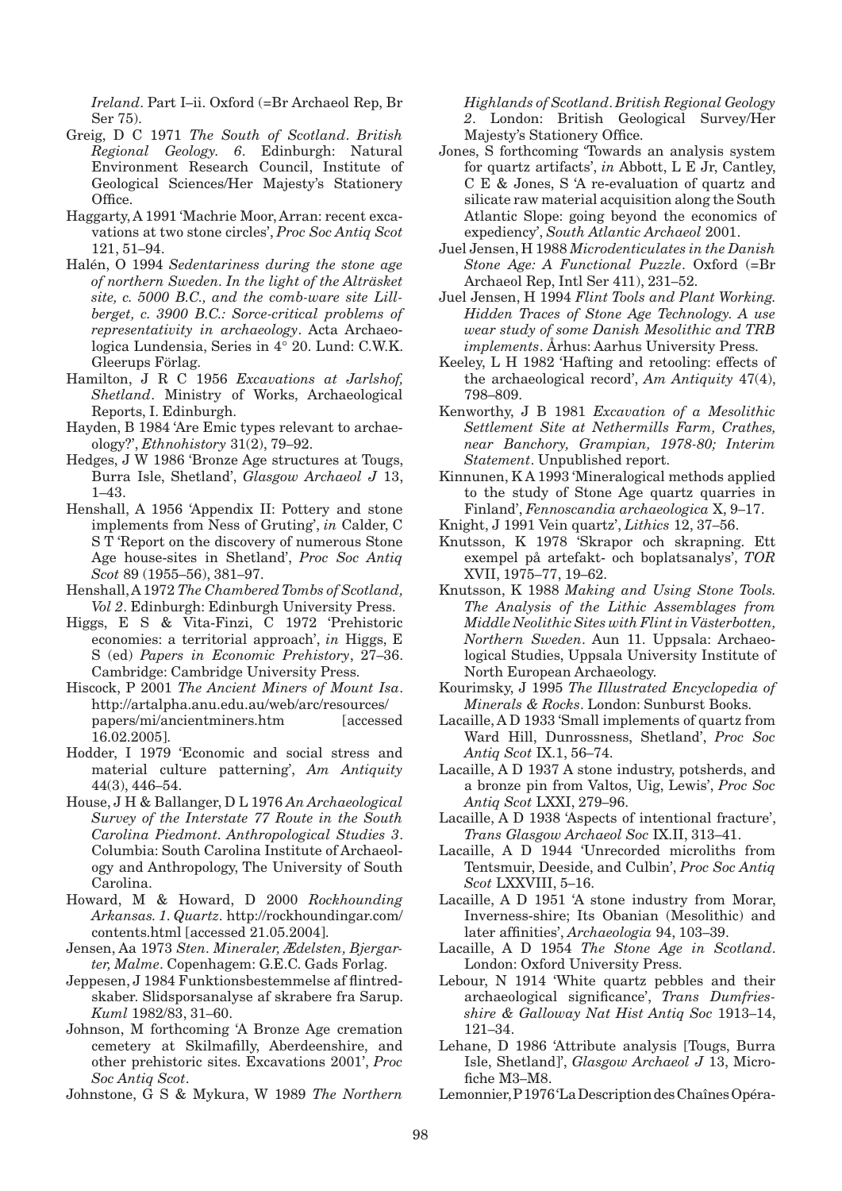*Ireland*. Part I–ii. Oxford (=Br Archaeol Rep, Br Ser 75).

Greig, D C 1971 *The South of Scotland*. *British Regional Geology. 6*. Edinburgh: Natural Environment Research Council, Institute of Geological Sciences/Her Majesty's Stationery Office.

Haggarty, A 1991 'Machrie Moor, Arran: recent excavations at two stone circles', *Proc Soc Antiq Scot* 121, 51–94.

Halén, O 1994 *Sedentariness during the stone age of northern Sweden. In the light of the Alträsket site, c. 5000 B.C., and the comb-ware site Lillberget, c. 3900 B.C.: Sorce-critical problems of representativity in archaeology*. Acta Archaeologica Lundensia, Series in 4° 20. Lund: C.W.K. Gleerups Förlag.

Hamilton, J R C 1956 *Excavations at Jarlshof, Shetland*. Ministry of Works, Archaeological Reports, I. Edinburgh.

Hayden, B 1984 'Are Emic types relevant to archaeology?', *Ethnohistory* 31(2), 79–92.

Hedges, J W 1986 'Bronze Age structures at Tougs, Burra Isle, Shetland', *Glasgow Archaeol J* 13, 1–43.

Henshall, A 1956 'Appendix II: Pottery and stone implements from Ness of Gruting', *in* Calder, C S T 'Report on the discovery of numerous Stone Age house-sites in Shetland', *Proc Soc Antiq Scot* 89 (1955–56), 381–97.

Henshall, A 1972 *The Chambered Tombs of Scotland, Vol 2*. Edinburgh: Edinburgh University Press.

Higgs, E S & Vita-Finzi, C 1972 'Prehistoric economies: a territorial approach', *in* Higgs, E S (ed) *Papers in Economic Prehistory*, 27–36. Cambridge: Cambridge University Press.

Hiscock, P 2001 *The Ancient Miners of Mount Isa*. http://artalpha.anu.edu.au/web/arc/resources/papers/mi/ancientminers.htm [accessed 16.02.2005].

Hodder, I 1979 'Economic and social stress and material culture patterning', *Am Antiquity* 44(3), 446–54.

House, J H & Ballanger, D L 1976 *An Archaeological Survey of the Interstate 77 Route in the South Carolina Piedmont*. *Anthropological Studies 3*. Columbia: South Carolina Institute of Archaeology and Anthropology, The University of South Carolina.

Howard, M & Howard, D 2000 *Rockhounding Arkansas. 1. Quartz*. http://rockhoundingar.com/contents.html [accessed 21.05.2004].

Jensen, Aa 1973 *Sten. Mineraler, Ædelsten, Bjergarter, Malme*. Copenhagem: G.E.C. Gads Forlag.

Jeppesen, J 1984 Funktionsbestemmelse af flintredskaber. Slidsporsanalyse af skrabere fra Sarup. *Kuml* 1982/83, 31–60.

Johnson, M forthcoming 'A Bronze Age cremation cemetery at Skilmafilly, Aberdeenshire, and other prehistoric sites. Excavations 2001', *Proc Soc Antiq Scot*.

Johnstone, G S & Mykura, W 1989 *The Northern Highlands of Scotland*. *British Regional Geology 2*. London: British Geological Survey/Her Majesty's Stationery Office.

Jones, S forthcoming 'Towards an analysis system for quartz artifacts', *in* Abbott, L E Jr, Cantley, C E & Jones, S 'A re-evaluation of quartz and silicate raw material acquisition along the South Atlantic Slope: going beyond the economics of expediency', *South Atlantic Archaeol* 2001.

Juel Jensen, H 1988 *Microdenticulates in the Danish Stone Age: A Functional Puzzle*. Oxford (=Br Archaeol Rep, Intl Ser 411), 231–52.

Juel Jensen, H 1994 *Flint Tools and Plant Working. Hidden Traces of Stone Age Technology. A use wear study of some Danish Mesolithic and TRB implements*. Århus: Aarhus University Press.

Keeley, L H 1982 'Hafting and retooling: effects of the archaeological record', *Am Antiquity* 47(4), 798–809.

Kenworthy, J B 1981 *Excavation of a Mesolithic Settlement Site at Nethermills Farm, Crathes, near Banchory, Grampian, 1978-80; Interim Statement*. Unpublished report.

Kinnunen, K A 1993 'Mineralogical methods applied to the study of Stone Age quartz quarries in Finland', *Fennoscandia archaeologica* X, 9–17.

Knight, J 1991 Vein quartz', *Lithics* 12, 37–56.

Knutsson, K 1978 'Skrapor och skrapning. Ett exempel på artefakt- och boplatsanalys', *TOR* XVII, 1975–77, 19–62.

Knutsson, K 1988 *Making and Using Stone Tools. The Analysis of the Lithic Assemblages from Middle Neolithic Sites with Flint in Västerbotten, Northern Sweden*. Aun 11. Uppsala: Archaeological Studies, Uppsala University Institute of North European Archaeology.

Kourimsky, J 1995 *The Illustrated Encyclopedia of Minerals & Rocks*. London: Sunburst Books.

Lacaille, A D 1933 'Small implements of quartz from Ward Hill, Dunrossness, Shetland', *Proc Soc Antiq Scot* IX.1, 56–74.

Lacaille, A D 1937 A stone industry, potsherds, and a bronze pin from Valtos, Uig, Lewis', *Proc Soc Antiq Scot* LXXI, 279–96.

Lacaille, A D 1938 'Aspects of intentional fracture', *Trans Glasgow Archaeol Soc* IX.II, 313–41.

Lacaille, A D 1944 'Unrecorded microliths from Tentsmuir, Deeside, and Culbin', *Proc Soc Antiq Scot* LXXVIII, 5–16.

Lacaille, A D 1951 'A stone industry from Morar, Inverness-shire; Its Obanian (Mesolithic) and later affinities', *Archaeologia* 94, 103–39.

Lacaille, A D 1954 *The Stone Age in Scotland*. London: Oxford University Press.

Lebour, N 1914 'White quartz pebbles and their archaeological significance', *Trans Dumfriesshire & Galloway Nat Hist Antiq Soc* 1913–14, 121–34.

Lehane, D 1986 'Attribute analysis [Tougs, Burra Isle, Shetland]', *Glasgow Archaeol J* 13, Microfiche M3–M8.

Lemonnier, P 1976 'La Description des Chaînes Opéra-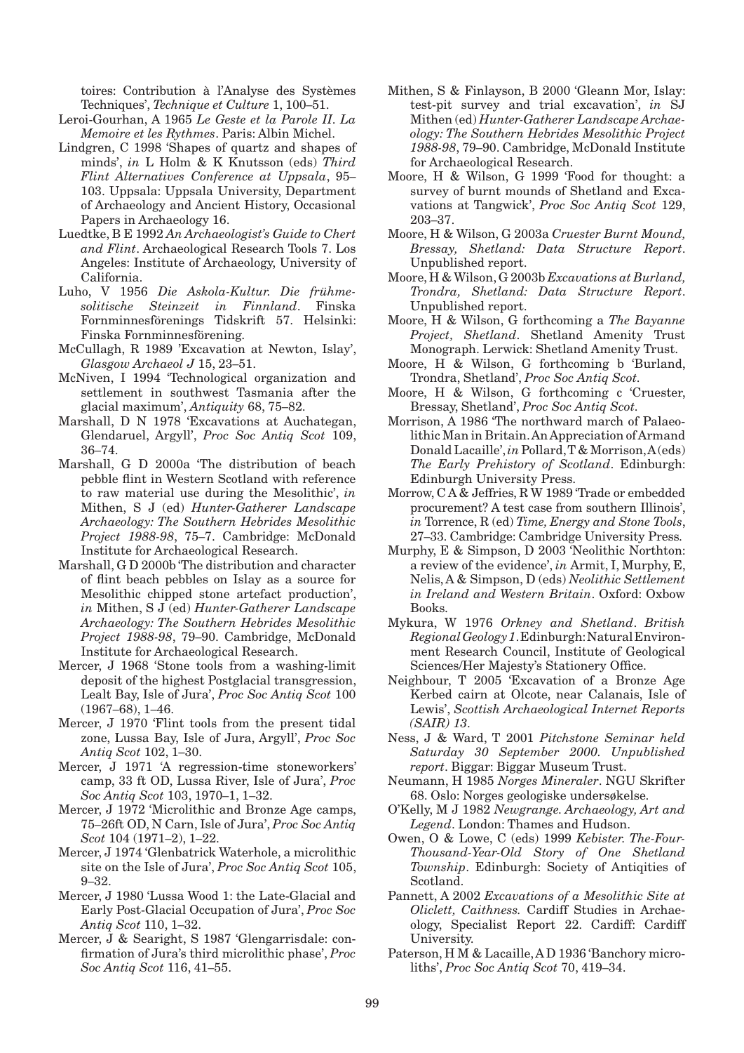toires: Contribution à l'Analyse des Systèmes Techniques', *Technique et Culture* 1, 100–51.

Leroi-Gourhan, A 1965 *Le Geste et la Parole II. La Memoire et les Rythmes*. Paris: Albin Michel.

Lindgren, C 1998 'Shapes of quartz and shapes of minds', *in* L Holm & K Knutsson (eds) *Third Flint Alternatives Conference at Uppsala*, 95–103. Uppsala: Uppsala University, Department of Archaeology and Ancient History, Occasional Papers in Archaeology 16.

Luedtke, B E 1992 *An Archaeologist's Guide to Chert and Flint*. Archaeological Research Tools 7. Los Angeles: Institute of Archaeology, University of California.

Luho, V 1956 *Die Askola-Kultur. Die frühmesolitische Steinzeit in Finnland*. Finska Fornminnesförenings Tidskrift 57. Helsinki: Finska Fornminnesförening.

McCullagh, R 1989 'Excavation at Newton, Islay', *Glasgow Archaeol J* 15, 23–51.

McNiven, I 1994 'Technological organization and settlement in southwest Tasmania after the glacial maximum', *Antiquity* 68, 75–82.

Marshall, D N 1978 'Excavations at Auchategan, Glendaruel, Argyll', *Proc Soc Antiq Scot* 109, 36–74.

Marshall, G D 2000a 'The distribution of beach pebble flint in Western Scotland with reference to raw material use during the Mesolithic', *in* Mithen, S J (ed) *Hunter-Gatherer Landscape Archaeology: The Southern Hebrides Mesolithic Project 1988-98*, 75–7. Cambridge: McDonald Institute for Archaeological Research.

Marshall, G D 2000b 'The distribution and character of flint beach pebbles on Islay as a source for Mesolithic chipped stone artefact production', *in* Mithen, S J (ed) *Hunter-Gatherer Landscape Archaeology: The Southern Hebrides Mesolithic Project 1988-98*, 79–90. Cambridge, McDonald Institute for Archaeological Research.

Mercer, J 1968 'Stone tools from a washing-limit deposit of the highest Postglacial transgression, Lealt Bay, Isle of Jura', *Proc Soc Antiq Scot* 100 (1967–68), 1–46.

Mercer, J 1970 'Flint tools from the present tidal zone, Lussa Bay, Isle of Jura, Argyll', *Proc Soc Antiq Scot* 102, 1–30.

Mercer, J 1971 'A regression-time stoneworkers' camp, 33 ft OD, Lussa River, Isle of Jura', *Proc Soc Antiq Scot* 103, 1970–1, 1–32.

Mercer, J 1972 'Microlithic and Bronze Age camps, 75–26ft OD, N Carn, Isle of Jura', *Proc Soc Antiq Scot* 104 (1971–2), 1–22.

Mercer, J 1974 'Glenbatrick Waterhole, a microlithic site on the Isle of Jura', *Proc Soc Antiq Scot* 105, 9–32.

Mercer, J 1980 'Lussa Wood 1: the Late-Glacial and Early Post-Glacial Occupation of Jura', *Proc Soc Antiq Scot* 110, 1–32.

Mercer, J & Searight, S 1987 'Glengarrisdale: confirmation of Jura's third microlithic phase', *Proc Soc Antiq Scot* 116, 41–55.

Mithen, S & Finlayson, B 2000 'Gleann Mor, Islay: test-pit survey and trial excavation', *in* SJ Mithen (ed) *Hunter-Gatherer Landscape Archaeology: The Southern Hebrides Mesolithic Project 1988-98*, 79–90. Cambridge, McDonald Institute for Archaeological Research.

Moore, H & Wilson, G 1999 'Food for thought: a survey of burnt mounds of Shetland and Excavations at Tangwick', *Proc Soc Antiq Scot* 129, 203–37.

Moore, H & Wilson, G 2003a *Cruester Burnt Mound, Bressay, Shetland: Data Structure Report*. Unpublished report.

Moore, H & Wilson, G 2003b *Excavations at Burland, Trondra, Shetland: Data Structure Report*. Unpublished report.

Moore, H & Wilson, G forthcoming a *The Bayanne Project, Shetland*. Shetland Amenity Trust Monograph. Lerwick: Shetland Amenity Trust.

Moore, H & Wilson, G forthcoming b 'Burland, Trondra, Shetland', *Proc Soc Antiq Scot*.

Moore, H & Wilson, G forthcoming c 'Cruester, Bressay, Shetland', *Proc Soc Antiq Scot*.

Morrison, A 1986 'The northward march of Palaeolithic Man in Britain. An Appreciation of Armand Donald Lacaille', *in* Pollard, T & Morrison, A (eds) *The Early Prehistory of Scotland*. Edinburgh: Edinburgh University Press.

Morrow, C A & Jeffries, R W 1989 'Trade or embedded procurement? A test case from southern Illinois', *in* Torrence, R (ed) *Time, Energy and Stone Tools*, 27–33. Cambridge: Cambridge University Press.

Murphy, E & Simpson, D 2003 'Neolithic Northton: a review of the evidence', *in* Armit, I, Murphy, E, Nelis, A & Simpson, D (eds) *Neolithic Settlement in Ireland and Western Britain*. Oxford: Oxbow Books.

Mykura, W 1976 *Orkney and Shetland*. *British Regional Geology 1*. Edinburgh: Natural Environment Research Council, Institute of Geological Sciences/Her Majesty's Stationery Office.

Neighbour, T 2005 'Excavation of a Bronze Age Kerbed cairn at Olcote, near Calanais, Isle of Lewis', *Scottish Archaeological Internet Reports (SAIR) 13*.

Ness, J & Ward, T 2001 *Pitchstone Seminar held Saturday 30 September 2000. Unpublished report*. Biggar: Biggar Museum Trust.

Neumann, H 1985 *Norges Mineraler*. NGU Skrifter 68. Oslo: Norges geologiske undersøkelse.

O'Kelly, M J 1982 *Newgrange. Archaeology, Art and Legend*. London: Thames and Hudson.

Owen, O & Lowe, C (eds) 1999 *Kebister. The-Four-Thousand-Year-Old Story of One Shetland Township*. Edinburgh: Society of Antiqities of Scotland.

Pannett, A 2002 *Excavations of a Mesolithic Site at Oliclett, Caithness.* Cardiff Studies in Archaeology, Specialist Report 22. Cardiff: Cardiff University.

Paterson, H M & Lacaille, A D 1936 'Banchory microliths', *Proc Soc Antiq Scot* 70, 419–34.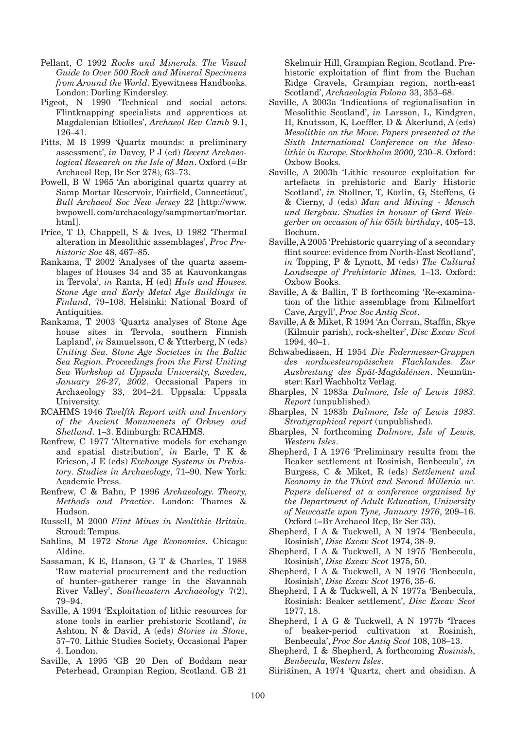Pellant, C 1992 *Rocks and Minerals. The Visual Guide to Over 500 Rock and Mineral Specimens from Around the World*. Eyewitness Handbooks. London: Dorling Kindersley.

Pigeot, N 1990 'Technical and social actors. Flintknapping specialists and apprentices at Magdalenian Etiolles', *Archaeol Rev Camb* 9.1, 126–41.

Pitts, M B 1999 'Quartz mounds: a preliminary assessment', *in* Davey, P J (ed) *Recent Archaeological Research on the Isle of Man*. Oxford (=Br Archaeol Rep, Br Ser 278), 63–73.

Powell, B W 1965 'An aboriginal quartz quarry at Samp Mortar Reservoir, Fairfield, Connecticut', *Bull Archaeol Soc New Jersey* 22 [http://www.bwpowell.com/archaeology/sampmortar/mortar.html].

Price, T D, Chappell, S & Ives, D 1982 'Thermal alteration in Mesolithic assemblages', *Proc Prehistoric Soc* 48, 467–85.

Rankama, T 2002 'Analyses of the quartz assemblages of Houses 34 and 35 at Kauvonkangas in Tervola', *in* Ranta, H (ed) *Huts and Houses. Stone Age and Early Metal Age Buildings in Finland*, 79–108. Helsinki: National Board of Antiquities.

Rankama, T 2003 'Quartz analyses of Stone Age house sites in Tervola, southern Finnish Lapland', *in* Samuelsson, C & Ytterberg, N (eds) *Uniting Sea. Stone Age Societies in the Baltic Sea Region. Proceedings from the First Uniting Sea Workshop at Uppsala University, Sweden, January 26-27, 2002*. Occasional Papers in Archaeology 33, 204–24. Uppsala: Uppsala University.

RCAHMS 1946 *Twelfth Report with and Inventory of the Ancient Monumenets of Orkney and Shetland*. 1–3. Edinburgh: RCAHMS.

Renfrew, C 1977 'Alternative models for exchange and spatial distribution', *in* Earle, T K & Ericson, J E (eds) *Exchange Systems in Prehistory*. *Studies in Archaeology*, 71–90. New York: Academic Press.

Renfrew, C & Bahn, P 1996 *Archaeology. Theory, Methods and Practice*. London: Thames & Hudson.

Russell, M 2000 *Flint Mines in Neolithic Britain*. Stroud: Tempus.

Sahlins, M 1972 *Stone Age Economics*. Chicago: Aldine.

Sassaman, K E, Hanson, G T & Charles, T 1988 'Raw material procurement and the reduction of hunter–gatherer range in the Savannah River Valley', *Southeastern Archaeology* 7(2), 79–94.

Saville, A 1994 'Exploitation of lithic resources for stone tools in earlier prehistoric Scotland', *in* Ashton, N & David, A (eds) *Stories in Stone*, 57–70. Lithic Studies Society, Occasional Paper 4. London.

Saville, A 1995 'GB 20 Den of Boddam near Peterhead, Grampian Region, Scotland. GB 21 Skelmuir Hill, Grampian Region, Scotland. Prehistoric exploitation of flint from the Buchan Ridge Gravels, Grampian region, north-east Scotland', *Archaeologia Polona* 33, 353–68.

Saville, A 2003a 'Indications of regionalisation in Mesolithic Scotland', *in* Larsson, L, Kindgren, H, Knutsson, K, Loeffler, D & Åkerlund, A (eds) *Mesolithic on the Move. Papers presented at the Sixth International Conference on the Mesolithic in Europe, Stockholm 2000,* 230–8. Oxford: Oxbow Books.

Saville, A 2003b 'Lithic resource exploitation for artefacts in prehistoric and Early Historic Scotland', *in* Stöllner, T, Körlin, G, Steffens, G & Cierny, J (eds) *Man and Mining - Mensch und Bergbau. Studies in honour of Gerd Weisgerber on occasion of his 65th birthday*, 405–13. Bochum.

Saville, A 2005 'Prehistoric quarrying of a secondary flint source: evidence from North-East Scotland', *in* Topping, P & Lynott, M (eds) *The Cultural Landscape of Prehistoric Mines,* 1–13. Oxford: Oxbow Books.

Saville, A & Ballin, T B forthcoming 'Re-examination of the lithic assemblage from Kilmelfort Cave, Argyll', *Proc Soc Antiq Scot*.

Saville, A & Miket, R 1994 'An Corran, Staffin, Skye (Kilmuir parish), rock-shelter', *Disc Excav Scot* 1994, 40–1.

Schwabedissen, H 1954 *Die Federmesser-Gruppen des nordwesteuropäischen Flachlandes. Zur Ausbreitung des Spät-Magdalénien*. Neumünster: Karl Wachholtz Verlag.

Sharples, N 1983a *Dalmore, Isle of Lewis 1983. Report* (unpublished).

Sharples, N 1983b *Dalmore, Isle of Lewis 1983. Stratigraphical report* (unpublished).

Sharples, N forthcoming *Dalmore, Isle of Lewis, Western Isles*.

Shepherd, I A 1976 'Preliminary results from the Beaker settlement at Rosinish, Benbecula', *in* Burgess, C & Miket, R (eds) *Settlement and Economy in the Third and Second Millenia BC. Papers delivered at a conference organised by the Department of Adult Education, University of Newcastle upon Tyne, January 1976*, 209–16. Oxford (=Br Archaeol Rep, Br Ser 33).

Shepherd, I A & Tuckwell, A N 1974 'Benbecula, Rosinish', *Disc Excav Scot* 1974, 38–9.

Shepherd, I A & Tuckwell, A N 1975 'Benbecula, Rosinish', *Disc Excav Scot* 1975, 50.

Shepherd, I A & Tuckwell, A N 1976 'Benbecula, Rosinish', *Disc Excav Scot* 1976, 35–6.

Shepherd, I A & Tuckwell, A N 1977a 'Benbecula, Rosinish: Beaker settlement', *Disc Excav Scot* 1977, 18.

Shepherd, I A G & Tuckwell, A N 1977b 'Traces of beaker-period cultivation at Rosinish, Benbecula', *Proc Soc Antiq Scot* 108, 108–13.

Shepherd, I & Shepherd, A forthcoming *Rosinish, Benbecula, Western Isles*.

Siiriäinen, A 1974 'Quartz, chert and obsidian. A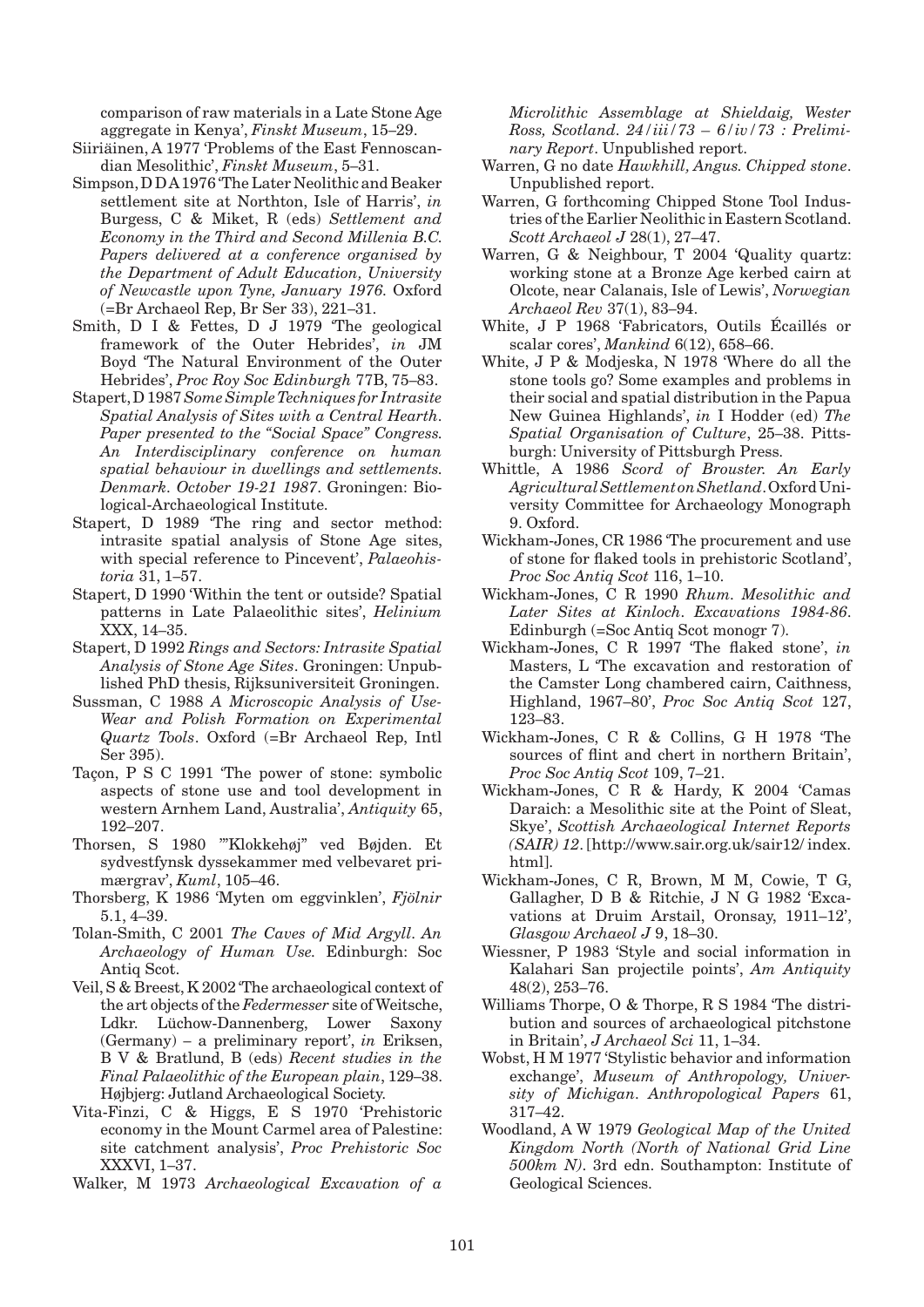comparison of raw materials in a Late Stone Age aggregate in Kenya', *Finskt Museum*, 15–29.

Siiriäinen, A 1977 'Problems of the East Fennoscandian Mesolithic', *Finskt Museum*, 5–31.

Simpson, D D A 1976 'The Later Neolithic and Beaker settlement site at Northton, Isle of Harris', *in* Burgess, C & Miket, R (eds) *Settlement and Economy in the Third and Second Millenia B.C. Papers delivered at a conference organised by the Department of Adult Education, University of Newcastle upon Tyne, January 1976.* Oxford (=Br Archaeol Rep, Br Ser 33), 221–31.

Smith, D I & Fettes, D J 1979 'The geological framework of the Outer Hebrides', *in* JM Boyd 'The Natural Environment of the Outer Hebrides', *Proc Roy Soc Edinburgh* 77B, 75–83.

Stapert, D 1987 *Some Simple Techniques for Intrasite Spatial Analysis of Sites with a Central Hearth. Paper presented to the "Social Space" Congress. An Interdisciplinary conference on human spatial behaviour in dwellings and settlements. Denmark. October 19-21 1987*. Groningen: Biological-Archaeological Institute.

Stapert, D 1989 'The ring and sector method: intrasite spatial analysis of Stone Age sites, with special reference to Pincevent', *Palaeohistoria* 31, 1–57.

Stapert, D 1990 'Within the tent or outside? Spatial patterns in Late Palaeolithic sites', *Helinium* XXX, 14–35.

Stapert, D 1992 *Rings and Sectors: Intrasite Spatial Analysis of Stone Age Sites*. Groningen: Unpublished PhD thesis, Rijksuniversiteit Groningen.

Sussman, C 1988 *A Microscopic Analysis of Use-Wear and Polish Formation on Experimental Quartz Tools*. Oxford (=Br Archaeol Rep, Intl Ser 395).

Taçon, P S C 1991 'The power of stone: symbolic aspects of stone use and tool development in western Arnhem Land, Australia', *Antiquity* 65, 192–207.

Thorsen, S 1980 '"Klokkehøj" ved Bøjden. Et sydvestfynsk dyssekammer med velbevaret primærgrav', *Kuml*, 105–46.

Thorsberg, K 1986 'Myten om eggvinklen', *Fjölnir* 5.1, 4–39.

Tolan-Smith, C 2001 *The Caves of Mid Argyll. An Archaeology of Human Use.* Edinburgh: Soc Antiq Scot.

Veil, S & Breest, K 2002 'The archaeological context of the art objects of the *Federmesser* site of Weitsche, Ldkr. Lüchow-Dannenberg, Lower Saxony (Germany) – a preliminary report', *in* Eriksen, B V & Bratlund, B (eds) *Recent studies in the Final Palaeolithic of the European plain*, 129–38. Højbjerg: Jutland Archaeological Society.

Vita-Finzi, C & Higgs, E S 1970 'Prehistoric economy in the Mount Carmel area of Palestine: site catchment analysis', *Proc Prehistoric Soc* XXXVI, 1–37.

Walker, M 1973 *Archaeological Excavation of a Microlithic Assemblage at Shieldaig, Wester Ross, Scotland. 24/iii/73 – 6/iv/73 : Preliminary Report*. Unpublished report.

Warren, G no date *Hawkhill, Angus. Chipped stone*. Unpublished report.

Warren, G forthcoming Chipped Stone Tool Industries of the Earlier Neolithic in Eastern Scotland. *Scott Archaeol J* 28(1), 27–47.

Warren, G & Neighbour, T 2004 'Quality quartz: working stone at a Bronze Age kerbed cairn at Olcote, near Calanais, Isle of Lewis', *Norwegian Archaeol Rev* 37(1), 83–94.

White, J P 1968 'Fabricators, Outils Écaillés or scalar cores', *Mankind* 6(12), 658–66.

White, J P & Modjeska, N 1978 'Where do all the stone tools go? Some examples and problems in their social and spatial distribution in the Papua New Guinea Highlands', *in* I Hodder (ed) *The Spatial Organisation of Culture*, 25–38. Pittsburgh: University of Pittsburgh Press.

Whittle, A 1986 *Scord of Brouster. An Early Agricultural Settlement on Shetland*. Oxford University Committee for Archaeology Monograph 9. Oxford.

Wickham-Jones, CR 1986 'The procurement and use of stone for flaked tools in prehistoric Scotland', *Proc Soc Antiq Scot* 116, 1–10.

Wickham-Jones, C R 1990 *Rhum. Mesolithic and Later Sites at Kinloch. Excavations 1984-86*. Edinburgh (=Soc Antiq Scot monogr 7).

Wickham-Jones, C R 1997 'The flaked stone', *in* Masters, L 'The excavation and restoration of the Camster Long chambered cairn, Caithness, Highland, 1967–80', *Proc Soc Antiq Scot* 127, 123–83.

Wickham-Jones, C R & Collins, G H 1978 'The sources of flint and chert in northern Britain', *Proc Soc Antiq Scot* 109, 7–21.

Wickham-Jones, C R & Hardy, K 2004 'Camas Daraich: a Mesolithic site at the Point of Sleat, Skye', *Scottish Archaeological Internet Reports (SAIR) 12*. [http://www.sair.org.uk/sair12/index.html].

Wickham-Jones, C R, Brown, M M, Cowie, T G, Gallagher, D B & Ritchie, J N G 1982 'Excavations at Druim Arstail, Oronsay, 1911–12', *Glasgow Archaeol J* 9, 18–30.

Wiessner, P 1983 'Style and social information in Kalahari San projectile points', *Am Antiquity* 48(2), 253–76.

Williams Thorpe, O & Thorpe, R S 1984 'The distribution and sources of archaeological pitchstone in Britain', *J Archaeol Sci* 11, 1–34.

Wobst, H M 1977 'Stylistic behavior and information exchange', *Museum of Anthropology, University of Michigan. Anthropological Papers* 61, 317–42.

Woodland, A W 1979 *Geological Map of the United Kingdom North (North of National Grid Line 500km N)*. 3rd edn. Southampton: Institute of Geological Sciences.